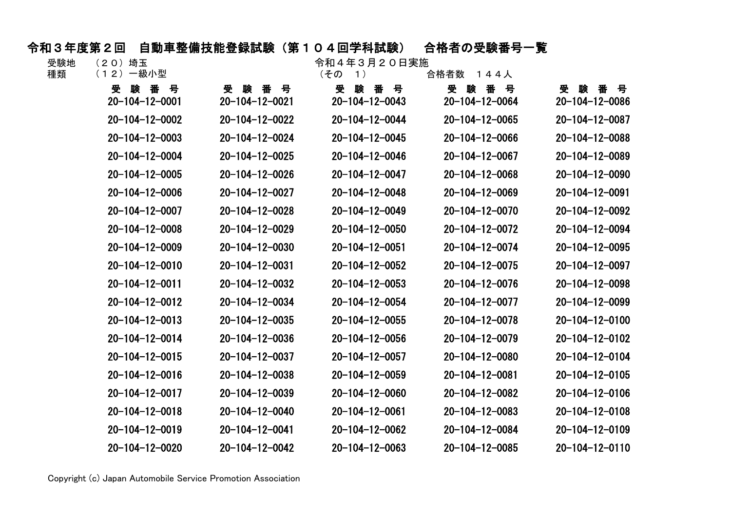# 令和３年度第２回　自動車整備技能登録試験（第１０４回学科試験）　合格者の受験番号一覧

受験地　（２０）埼玉　　　令和４年３月２０日実施
種類　（１２）一級小型　　　（その　１）　　　合格者数　１４４人

| 受　験　番　号 | 受　験　番　号 | 受　験　番　号 | 受　験　番　号 | 受　験　番　号 |
|---|---|---|---|---|
| 20-104-12-0001 | 20-104-12-0021 | 20-104-12-0043 | 20-104-12-0064 | 20-104-12-0086 |
| 20-104-12-0002 | 20-104-12-0022 | 20-104-12-0044 | 20-104-12-0065 | 20-104-12-0087 |
| 20-104-12-0003 | 20-104-12-0024 | 20-104-12-0045 | 20-104-12-0066 | 20-104-12-0088 |
| 20-104-12-0004 | 20-104-12-0025 | 20-104-12-0046 | 20-104-12-0067 | 20-104-12-0089 |
| 20-104-12-0005 | 20-104-12-0026 | 20-104-12-0047 | 20-104-12-0068 | 20-104-12-0090 |
| 20-104-12-0006 | 20-104-12-0027 | 20-104-12-0048 | 20-104-12-0069 | 20-104-12-0091 |
| 20-104-12-0007 | 20-104-12-0028 | 20-104-12-0049 | 20-104-12-0070 | 20-104-12-0092 |
| 20-104-12-0008 | 20-104-12-0029 | 20-104-12-0050 | 20-104-12-0072 | 20-104-12-0094 |
| 20-104-12-0009 | 20-104-12-0030 | 20-104-12-0051 | 20-104-12-0074 | 20-104-12-0095 |
| 20-104-12-0010 | 20-104-12-0031 | 20-104-12-0052 | 20-104-12-0075 | 20-104-12-0097 |
| 20-104-12-0011 | 20-104-12-0032 | 20-104-12-0053 | 20-104-12-0076 | 20-104-12-0098 |
| 20-104-12-0012 | 20-104-12-0034 | 20-104-12-0054 | 20-104-12-0077 | 20-104-12-0099 |
| 20-104-12-0013 | 20-104-12-0035 | 20-104-12-0055 | 20-104-12-0078 | 20-104-12-0100 |
| 20-104-12-0014 | 20-104-12-0036 | 20-104-12-0056 | 20-104-12-0079 | 20-104-12-0102 |
| 20-104-12-0015 | 20-104-12-0037 | 20-104-12-0057 | 20-104-12-0080 | 20-104-12-0104 |
| 20-104-12-0016 | 20-104-12-0038 | 20-104-12-0059 | 20-104-12-0081 | 20-104-12-0105 |
| 20-104-12-0017 | 20-104-12-0039 | 20-104-12-0060 | 20-104-12-0082 | 20-104-12-0106 |
| 20-104-12-0018 | 20-104-12-0040 | 20-104-12-0061 | 20-104-12-0083 | 20-104-12-0108 |
| 20-104-12-0019 | 20-104-12-0041 | 20-104-12-0062 | 20-104-12-0084 | 20-104-12-0109 |
| 20-104-12-0020 | 20-104-12-0042 | 20-104-12-0063 | 20-104-12-0085 | 20-104-12-0110 |

Copyright (c) Japan Automobile Service Promotion Association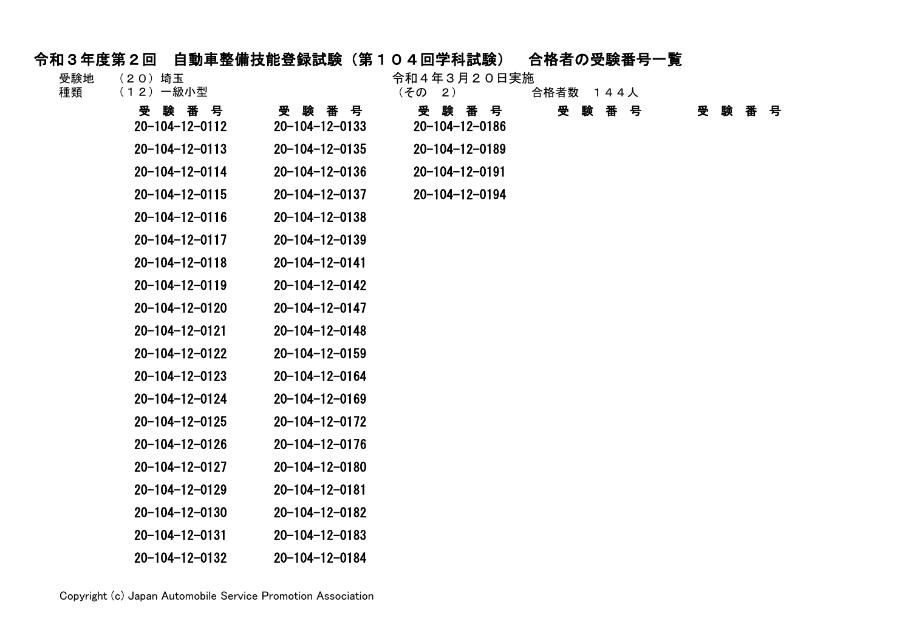# 令和３年度第２回　自動車整備技能登録試験（第１０４回学科試験）　合格者の受験番号一覧

受験地　（２０）埼玉
種類　（１２）一級小型

令和４年３月２０日実施
（その　２）　合格者数　１４４人

| 受 験 番 号 | 受 験 番 号 | 受 験 番 号 | 受 験 番 号 | 受 験 番 号 |
|---|---|---|---|---|
| 20-104-12-0112 | 20-104-12-0133 | 20-104-12-0186 | | |
| 20-104-12-0113 | 20-104-12-0135 | 20-104-12-0189 | | |
| 20-104-12-0114 | 20-104-12-0136 | 20-104-12-0191 | | |
| 20-104-12-0115 | 20-104-12-0137 | 20-104-12-0194 | | |
| 20-104-12-0116 | 20-104-12-0138 | | | |
| 20-104-12-0117 | 20-104-12-0139 | | | |
| 20-104-12-0118 | 20-104-12-0141 | | | |
| 20-104-12-0119 | 20-104-12-0142 | | | |
| 20-104-12-0120 | 20-104-12-0147 | | | |
| 20-104-12-0121 | 20-104-12-0148 | | | |
| 20-104-12-0122 | 20-104-12-0159 | | | |
| 20-104-12-0123 | 20-104-12-0164 | | | |
| 20-104-12-0124 | 20-104-12-0169 | | | |
| 20-104-12-0125 | 20-104-12-0172 | | | |
| 20-104-12-0126 | 20-104-12-0176 | | | |
| 20-104-12-0127 | 20-104-12-0180 | | | |
| 20-104-12-0129 | 20-104-12-0181 | | | |
| 20-104-12-0130 | 20-104-12-0182 | | | |
| 20-104-12-0131 | 20-104-12-0183 | | | |
| 20-104-12-0132 | 20-104-12-0184 | | | |

Copyright (c) Japan Automobile Service Promotion Association